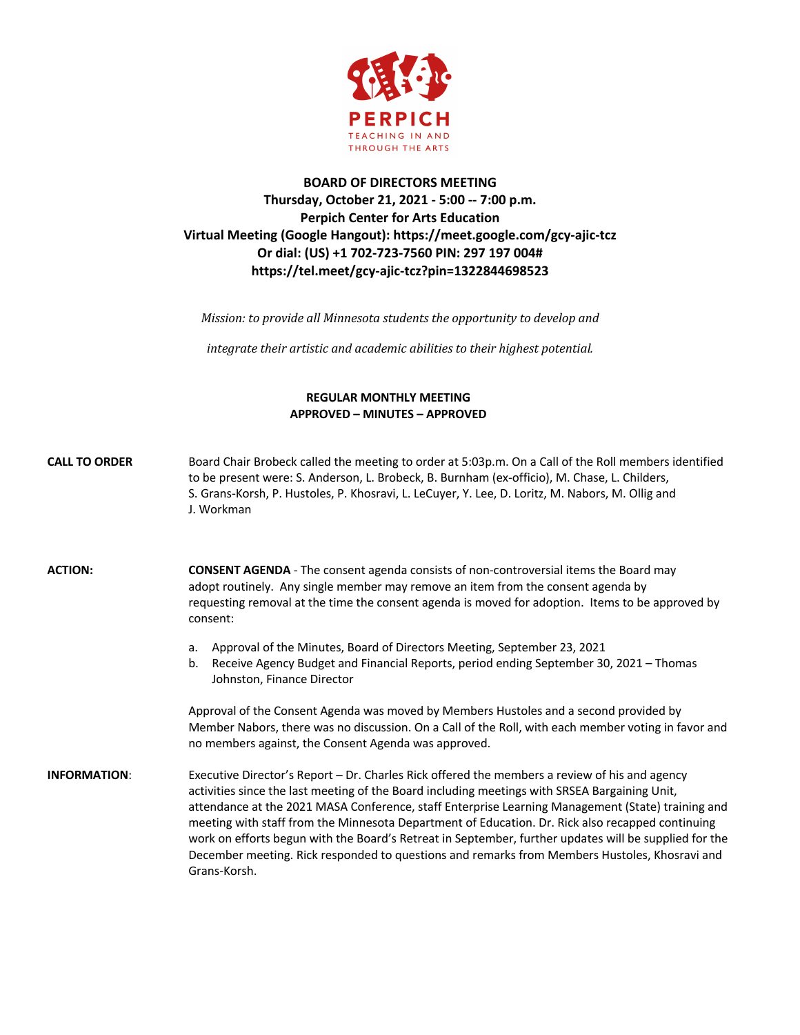PERPICH
TEACHING IN AND THROUGH THE ARTS

**BOARD OF DIRECTORS MEETING**
**Thursday, October 21, 2021 - 5:00 -- 7:00 p.m.**
**Perpich Center for Arts Education**
**Virtual Meeting (Google Hangout): https://meet.google.com/gcy-ajic-tcz**
**Or dial: (US) +1 702-723-7560 PIN: 297 197 004#**
**https://tel.meet/gcy-ajic-tcz?pin=1322844698523**

*Mission: to provide all Minnesota students the opportunity to develop and integrate their artistic and academic abilities to their highest potential.*

**REGULAR MONTHLY MEETING**
**APPROVED – MINUTES – APPROVED**

**CALL TO ORDER**

Board Chair Brobeck called the meeting to order at 5:03p.m. On a Call of the Roll members identified to be present were: S. Anderson, L. Brobeck, B. Burnham (ex-officio), M. Chase, L. Childers, S. Grans-Korsh, P. Hustoles, P. Khosravi, L. LeCuyer, Y. Lee, D. Loritz, M. Nabors, M. Ollig and J. Workman

**ACTION:**

**CONSENT AGENDA** - The consent agenda consists of non-controversial items the Board may adopt routinely. Any single member may remove an item from the consent agenda by requesting removal at the time the consent agenda is moved for adoption. Items to be approved by consent:

a. Approval of the Minutes, Board of Directors Meeting, September 23, 2021
b. Receive Agency Budget and Financial Reports, period ending September 30, 2021 – Thomas Johnston, Finance Director

Approval of the Consent Agenda was moved by Members Hustoles and a second provided by Member Nabors, there was no discussion. On a Call of the Roll, with each member voting in favor and no members against, the Consent Agenda was approved.

**INFORMATION**:

Executive Director's Report – Dr. Charles Rick offered the members a review of his and agency activities since the last meeting of the Board including meetings with SRSEA Bargaining Unit, attendance at the 2021 MASA Conference, staff Enterprise Learning Management (State) training and meeting with staff from the Minnesota Department of Education. Dr. Rick also recapped continuing work on efforts begun with the Board's Retreat in September, further updates will be supplied for the December meeting. Rick responded to questions and remarks from Members Hustoles, Khosravi and Grans-Korsh.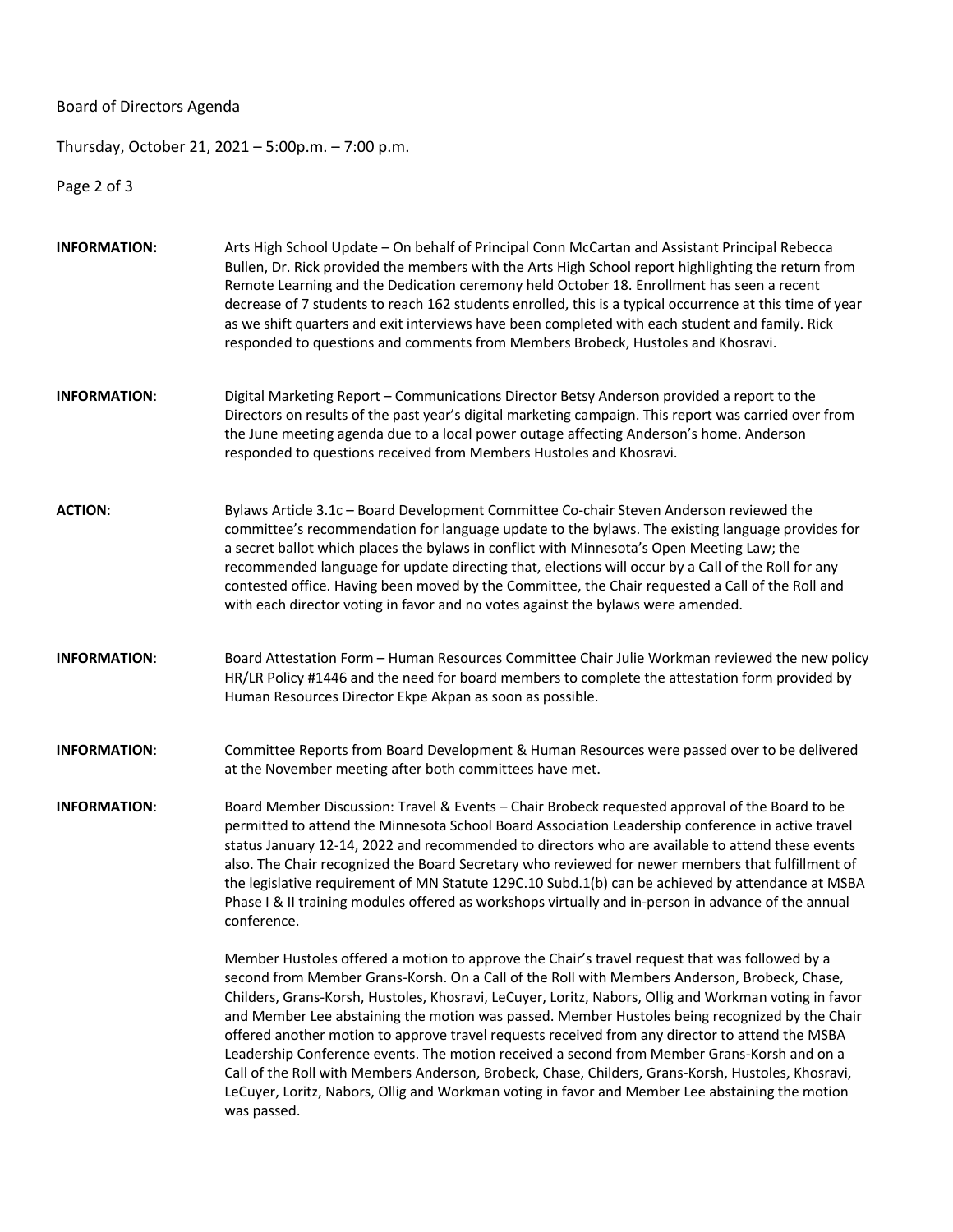**INFORMATION:** Arts High School Update – On behalf of Principal Conn McCartan and Assistant Principal Rebecca Bullen, Dr. Rick provided the members with the Arts High School report highlighting the return from Remote Learning and the Dedication ceremony held October 18. Enrollment has seen a recent decrease of 7 students to reach 162 students enrolled, this is a typical occurrence at this time of year as we shift quarters and exit interviews have been completed with each student and family. Rick responded to questions and comments from Members Brobeck, Hustoles and Khosravi.

**INFORMATION**: Digital Marketing Report – Communications Director Betsy Anderson provided a report to the Directors on results of the past year's digital marketing campaign. This report was carried over from the June meeting agenda due to a local power outage affecting Anderson's home. Anderson responded to questions received from Members Hustoles and Khosravi.

**ACTION**: Bylaws Article 3.1c – Board Development Committee Co-chair Steven Anderson reviewed the committee's recommendation for language update to the bylaws. The existing language provides for a secret ballot which places the bylaws in conflict with Minnesota's Open Meeting Law; the recommended language for update directing that, elections will occur by a Call of the Roll for any contested office. Having been moved by the Committee, the Chair requested a Call of the Roll and with each director voting in favor and no votes against the bylaws were amended.

**INFORMATION**: Board Attestation Form – Human Resources Committee Chair Julie Workman reviewed the new policy HR/LR Policy #1446 and the need for board members to complete the attestation form provided by Human Resources Director Ekpe Akpan as soon as possible.

**INFORMATION**: Committee Reports from Board Development & Human Resources were passed over to be delivered at the November meeting after both committees have met.

**INFORMATION**: Board Member Discussion: Travel & Events – Chair Brobeck requested approval of the Board to be permitted to attend the Minnesota School Board Association Leadership conference in active travel status January 12-14, 2022 and recommended to directors who are available to attend these events also. The Chair recognized the Board Secretary who reviewed for newer members that fulfillment of the legislative requirement of MN Statute 129C.10 Subd.1(b) can be achieved by attendance at MSBA Phase I & II training modules offered as workshops virtually and in-person in advance of the annual conference.

Member Hustoles offered a motion to approve the Chair's travel request that was followed by a second from Member Grans-Korsh. On a Call of the Roll with Members Anderson, Brobeck, Chase, Childers, Grans-Korsh, Hustoles, Khosravi, LeCuyer, Loritz, Nabors, Ollig and Workman voting in favor and Member Lee abstaining the motion was passed. Member Hustoles being recognized by the Chair offered another motion to approve travel requests received from any director to attend the MSBA Leadership Conference events. The motion received a second from Member Grans-Korsh and on a Call of the Roll with Members Anderson, Brobeck, Chase, Childers, Grans-Korsh, Hustoles, Khosravi, LeCuyer, Loritz, Nabors, Ollig and Workman voting in favor and Member Lee abstaining the motion was passed.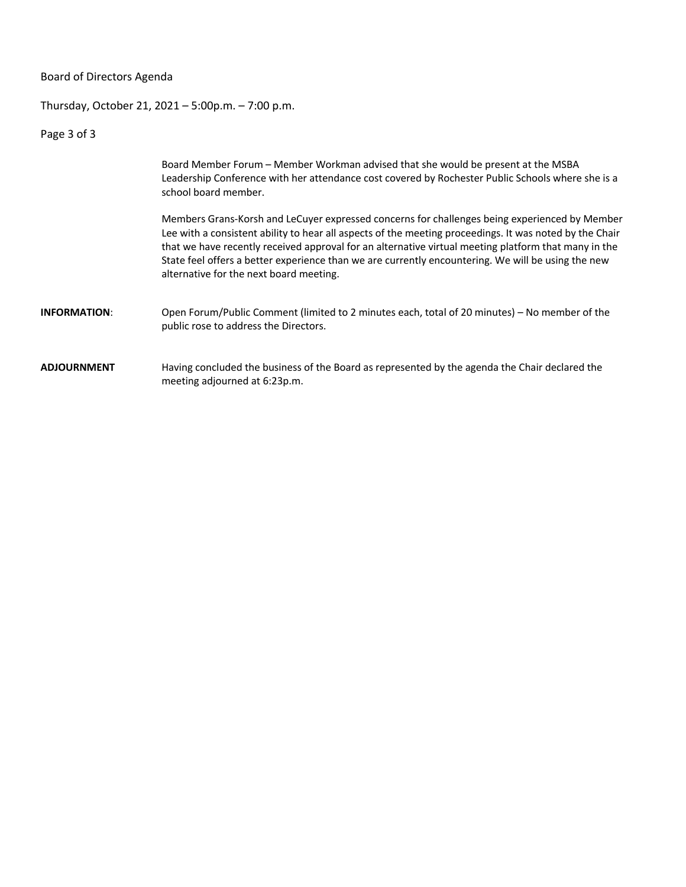Board Member Forum – Member Workman advised that she would be present at the MSBA Leadership Conference with her attendance cost covered by Rochester Public Schools where she is a school board member.

Members Grans-Korsh and LeCuyer expressed concerns for challenges being experienced by Member Lee with a consistent ability to hear all aspects of the meeting proceedings. It was noted by the Chair that we have recently received approval for an alternative virtual meeting platform that many in the State feel offers a better experience than we are currently encountering. We will be using the new alternative for the next board meeting.

**INFORMATION**: Open Forum/Public Comment (limited to 2 minutes each, total of 20 minutes) – No member of the public rose to address the Directors.

**ADJOURNMENT** Having concluded the business of the Board as represented by the agenda the Chair declared the meeting adjourned at 6:23p.m.